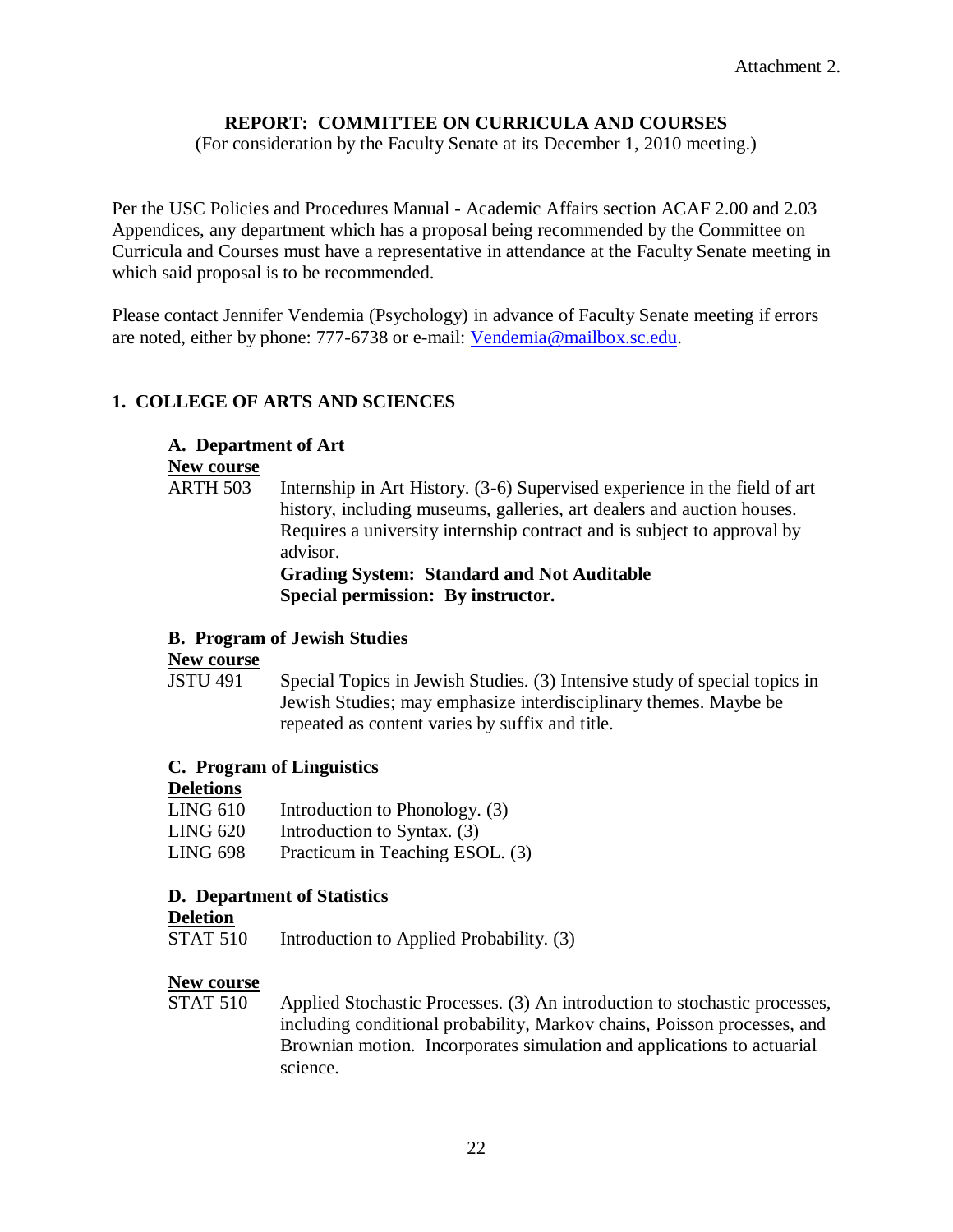Attachment 2.

## REPORT: COMMITTEE ON CURRICULA AND COURSES

(For consideration by the Faculty Senate at its December 1, 2010 meeting.)

Per the USC Policies and Procedures Manual - Academic Affairs section ACAF 2.00 and 2.03 Appendices, any department which has a proposal being recommended by the Committee on Curricula and Courses must have a representative in attendance at the Faculty Senate meeting in which said proposal is to be recommended.

Please contact Jennifer Vendemia (Psychology) in advance of Faculty Senate meeting if errors are noted, either by phone: 777-6738 or e-mail: Vendemia@mailbox.sc.edu.

## 1. COLLEGE OF ARTS AND SCIENCES

### A. Department of Art

**New course**

ARTH 503 Internship in Art History. (3-6) Supervised experience in the field of art history, including museums, galleries, art dealers and auction houses. Requires a university internship contract and is subject to approval by advisor.
**Grading System: Standard and Not Auditable**
**Special permission: By instructor.**

### B. Program of Jewish Studies

**New course**

JSTU 491 Special Topics in Jewish Studies. (3) Intensive study of special topics in Jewish Studies; may emphasize interdisciplinary themes. Maybe be repeated as content varies by suffix and title.

### C. Program of Linguistics

**Deletions**

LING 610 Introduction to Phonology. (3)
LING 620 Introduction to Syntax. (3)
LING 698 Practicum in Teaching ESOL. (3)

### D. Department of Statistics

**Deletion**

STAT 510 Introduction to Applied Probability. (3)

**New course**

STAT 510 Applied Stochastic Processes. (3) An introduction to stochastic processes, including conditional probability, Markov chains, Poisson processes, and Brownian motion. Incorporates simulation and applications to actuarial science.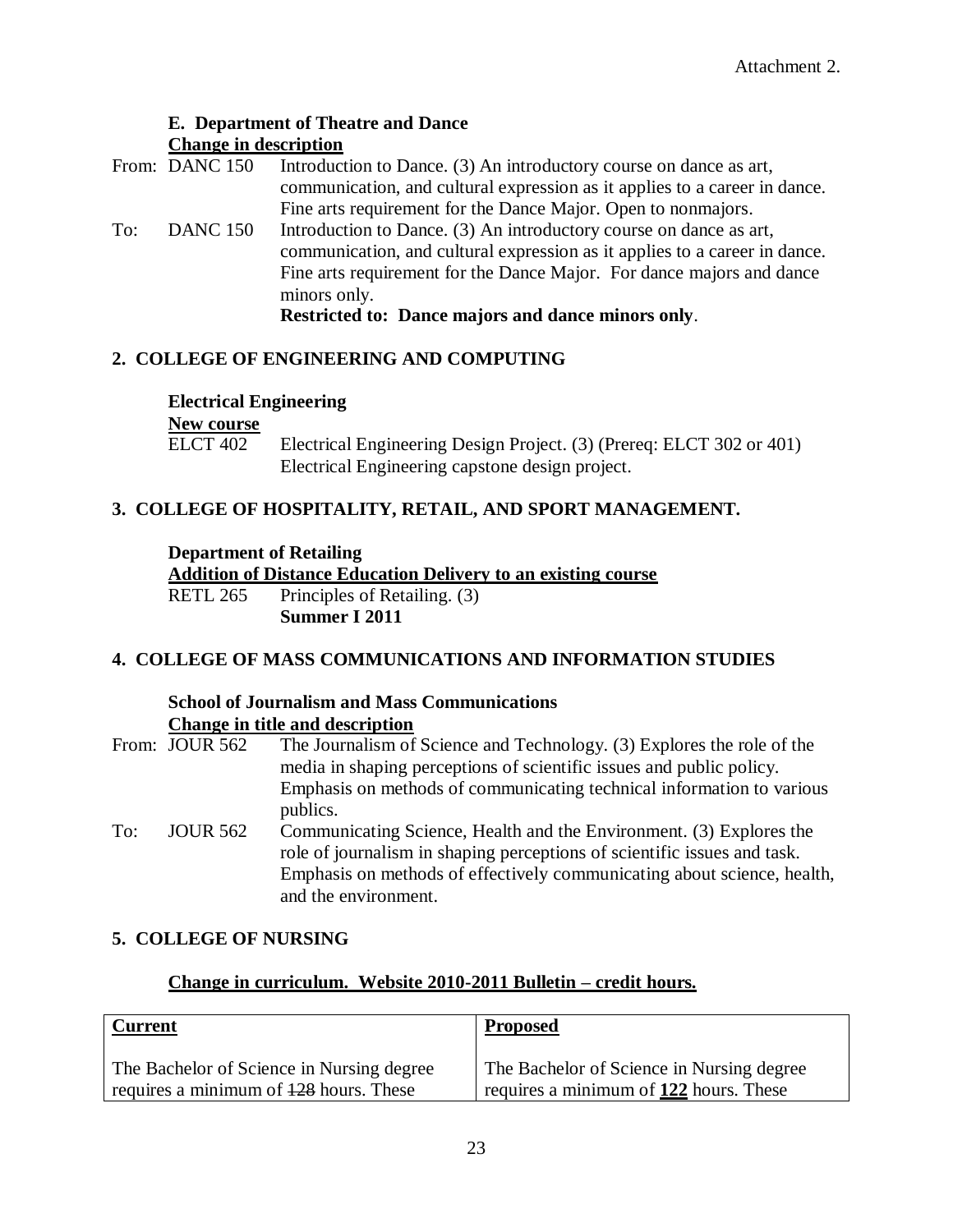Attachment 2.

**E. Department of Theatre and Dance**

**Change in description**

From: DANC 150 Introduction to Dance. (3) An introductory course on dance as art, communication, and cultural expression as it applies to a career in dance. Fine arts requirement for the Dance Major. Open to nonmajors.

To: DANC 150 Introduction to Dance. (3) An introductory course on dance as art, communication, and cultural expression as it applies to a career in dance. Fine arts requirement for the Dance Major. For dance majors and dance minors only.
**Restricted to: Dance majors and dance minors only**.

## 2. COLLEGE OF ENGINEERING AND COMPUTING

**Electrical Engineering**

**New course**

ELCT 402 Electrical Engineering Design Project. (3) (Prereq: ELCT 302 or 401) Electrical Engineering capstone design project.

## 3. COLLEGE OF HOSPITALITY, RETAIL, AND SPORT MANAGEMENT.

**Department of Retailing**

**Addition of Distance Education Delivery to an existing course**

RETL 265 Principles of Retailing. (3)
**Summer I 2011**

## 4. COLLEGE OF MASS COMMUNICATIONS AND INFORMATION STUDIES

**School of Journalism and Mass Communications**

**Change in title and description**

From: JOUR 562 The Journalism of Science and Technology. (3) Explores the role of the media in shaping perceptions of scientific issues and public policy. Emphasis on methods of communicating technical information to various publics.

To: JOUR 562 Communicating Science, Health and the Environment. (3) Explores the role of journalism in shaping perceptions of scientific issues and task. Emphasis on methods of effectively communicating about science, health, and the environment.

## 5. COLLEGE OF NURSING

**Change in curriculum. Website 2010-2011 Bulletin – credit hours.**

| Current | Proposed |
|---|---|
| The Bachelor of Science in Nursing degree requires a minimum of ~~128~~ hours. These | The Bachelor of Science in Nursing degree requires a minimum of **122** hours. These |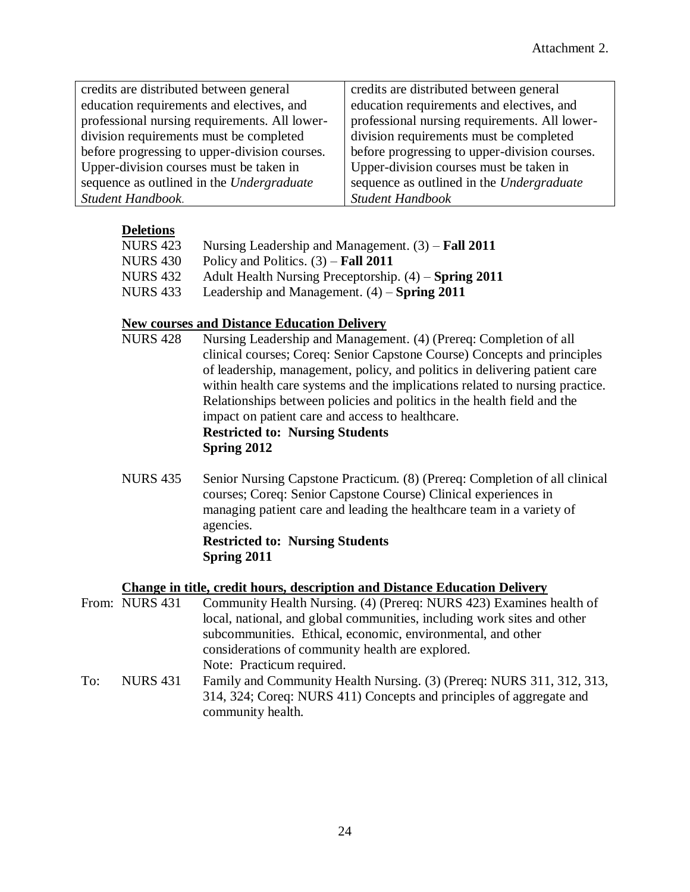Attachment 2.

| | |
|---|---|
| credits are distributed between general education requirements and electives, and professional nursing requirements. All lower-division requirements must be completed before progressing to upper-division courses. Upper-division courses must be taken in sequence as outlined in the *Undergraduate Student Handbook*. | credits are distributed between general education requirements and electives, and professional nursing requirements. All lower-division requirements must be completed before progressing to upper-division courses. Upper-division courses must be taken in sequence as outlined in the *Undergraduate Student Handbook* |

**Deletions**

NURS 423 Nursing Leadership and Management. (3) – **Fall 2011**
NURS 430 Policy and Politics. (3) – **Fall 2011**
NURS 432 Adult Health Nursing Preceptorship. (4) – **Spring 2011**
NURS 433 Leadership and Management. (4) – **Spring 2011**

**New courses and Distance Education Delivery**

NURS 428 Nursing Leadership and Management. (4) (Prereq: Completion of all clinical courses; Coreq: Senior Capstone Course) Concepts and principles of leadership, management, policy, and politics in delivering patient care within health care systems and the implications related to nursing practice. Relationships between policies and politics in the health field and the impact on patient care and access to healthcare.
**Restricted to: Nursing Students**
**Spring 2012**

NURS 435 Senior Nursing Capstone Practicum. (8) (Prereq: Completion of all clinical courses; Coreq: Senior Capstone Course) Clinical experiences in managing patient care and leading the healthcare team in a variety of agencies.
**Restricted to: Nursing Students**
**Spring 2011**

**Change in title, credit hours, description and Distance Education Delivery**

From: NURS 431 Community Health Nursing. (4) (Prereq: NURS 423) Examines health of local, national, and global communities, including work sites and other subcommunities. Ethical, economic, environmental, and other considerations of community health are explored.
Note: Practicum required.

To: NURS 431 Family and Community Health Nursing. (3) (Prereq: NURS 311, 312, 313, 314, 324; Coreq: NURS 411) Concepts and principles of aggregate and community health.